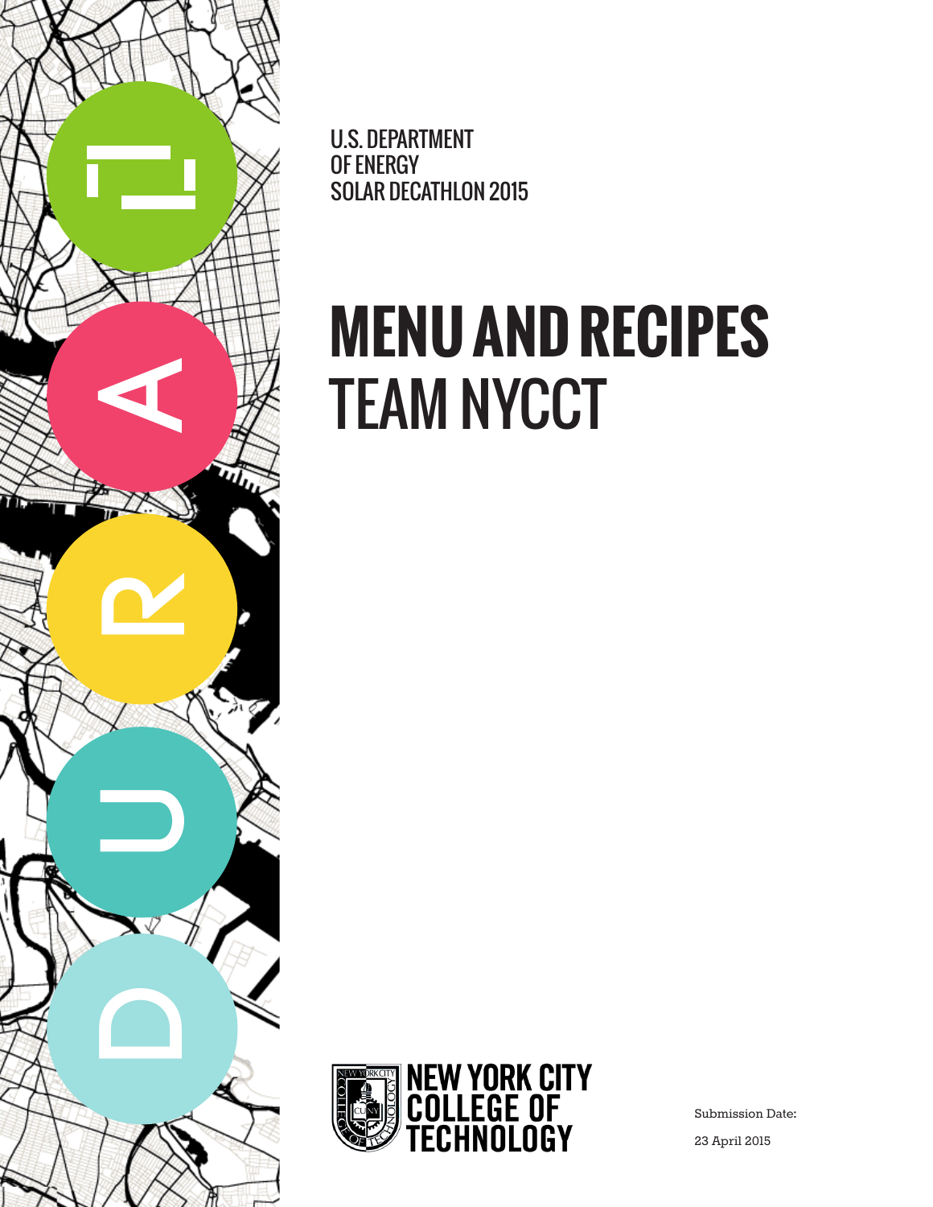U.S. DEPARTMENT
OF ENERGY
SOLAR DECATHLON 2015

# MENU AND RECIPES
# TEAM NYCCT

NEW YORK CITY COLLEGE OF TECHNOLOGY

Submission Date:

23 April 2015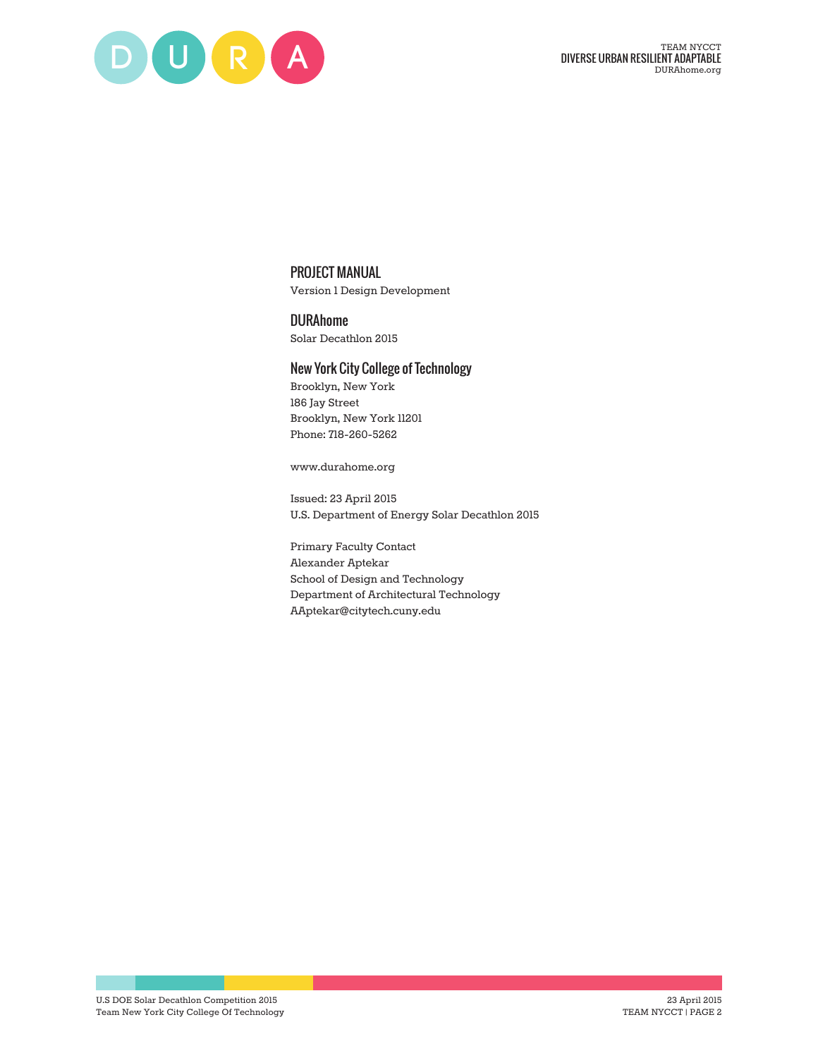# PROJECT MANUAL

Version 1 Design Development

## DURAhome

Solar Decathlon 2015

## New York City College of Technology

Brooklyn, New York
186 Jay Street
Brooklyn, New York 11201
Phone: 718-260-5262

www.durahome.org

Issued: 23 April 2015
U.S. Department of Energy Solar Decathlon 2015

Primary Faculty Contact
Alexander Aptekar
School of Design and Technology
Department of Architectural Technology
AAptekar@citytech.cuny.edu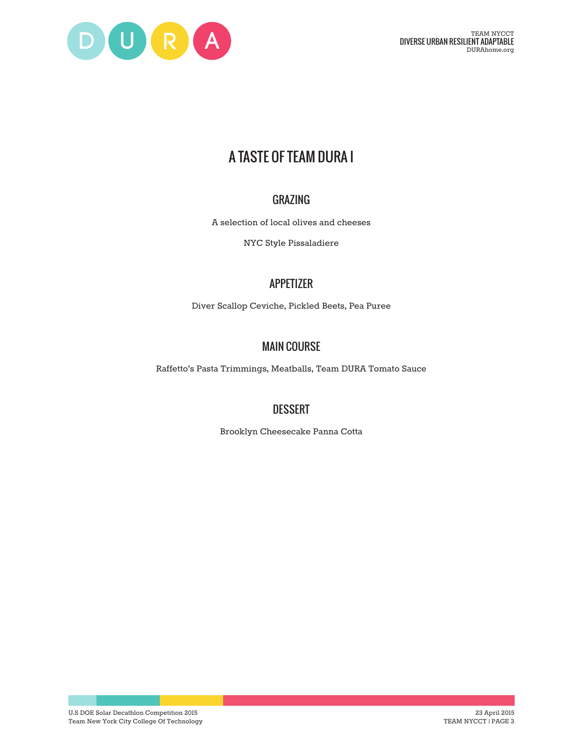# A TASTE OF TEAM DURA I

## GRAZING

A selection of local olives and cheeses

NYC Style Pissaladiere

## APPETIZER

Diver Scallop Ceviche, Pickled Beets, Pea Puree

## MAIN COURSE

Raffetto's Pasta Trimmings, Meatballs, Team DURA Tomato Sauce

## DESSERT

Brooklyn Cheesecake Panna Cotta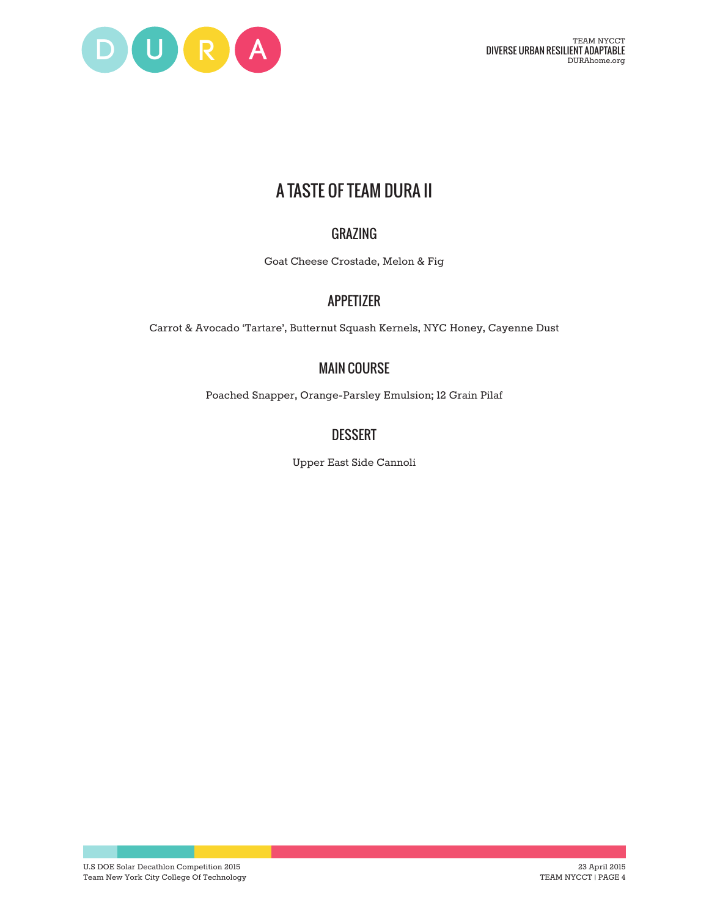# A TASTE OF TEAM DURA II

## GRAZING

Goat Cheese Crostade, Melon & Fig

## APPETIZER

Carrot & Avocado 'Tartare', Butternut Squash Kernels, NYC Honey, Cayenne Dust

## MAIN COURSE

Poached Snapper, Orange-Parsley Emulsion; 12 Grain Pilaf

## DESSERT

Upper East Side Cannoli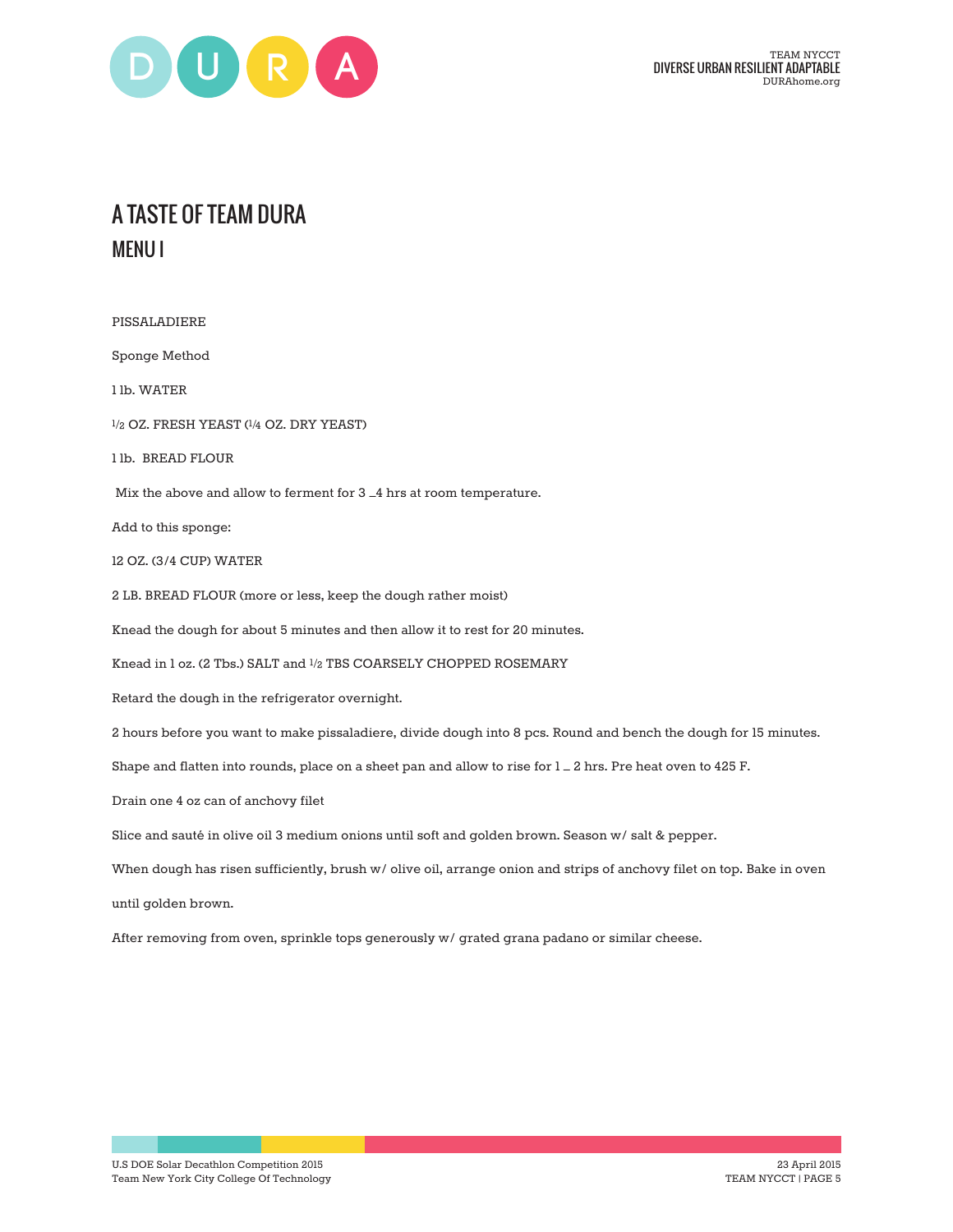# A TASTE OF TEAM DURA

## MENU I

PISSALADIERE

Sponge Method

1 lb. WATER

1/2 OZ. FRESH YEAST (1/4 OZ. DRY YEAST)

1 lb. BREAD FLOUR

Mix the above and allow to ferment for 3 _4 hrs at room temperature.

Add to this sponge:

12 OZ. (3/4 CUP) WATER

2 LB. BREAD FLOUR (more or less, keep the dough rather moist)

Knead the dough for about 5 minutes and then allow it to rest for 20 minutes.

Knead in 1 oz. (2 Tbs.) SALT and 1/2 TBS COARSELY CHOPPED ROSEMARY

Retard the dough in the refrigerator overnight.

2 hours before you want to make pissaladiere, divide dough into 8 pcs. Round and bench the dough for 15 minutes.

Shape and flatten into rounds, place on a sheet pan and allow to rise for 1 _ 2 hrs. Pre heat oven to 425 F.

Drain one 4 oz can of anchovy filet

Slice and sauté in olive oil 3 medium onions until soft and golden brown. Season w/ salt & pepper.

When dough has risen sufficiently, brush w/ olive oil, arrange onion and strips of anchovy filet on top. Bake in oven until golden brown.

After removing from oven, sprinkle tops generously w/ grated grana padano or similar cheese.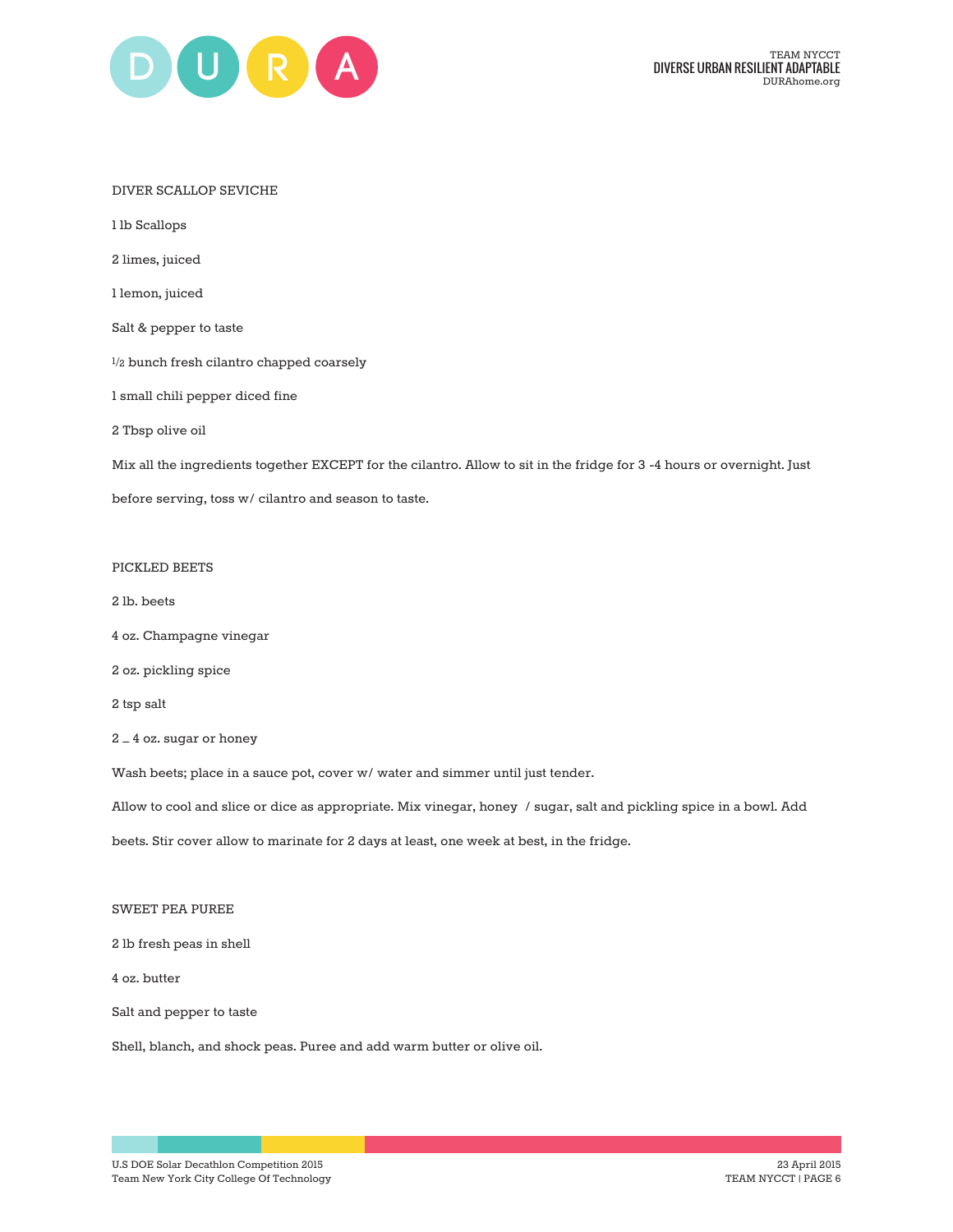DIVER SCALLOP SEVICHE

1 lb Scallops

2 limes, juiced

1 lemon, juiced

Salt & pepper to taste

1/2 bunch fresh cilantro chapped coarsely

1 small chili pepper diced fine

2 Tbsp olive oil

Mix all the ingredients together EXCEPT for the cilantro. Allow to sit in the fridge for 3 -4 hours or overnight. Just before serving, toss w/ cilantro and season to taste.

PICKLED BEETS

2 lb. beets

4 oz. Champagne vinegar

2 oz. pickling spice

2 tsp salt

2 _ 4 oz. sugar or honey

Wash beets; place in a sauce pot, cover w/ water and simmer until just tender.

Allow to cool and slice or dice as appropriate. Mix vinegar, honey / sugar, salt and pickling spice in a bowl. Add beets. Stir cover allow to marinate for 2 days at least, one week at best, in the fridge.

SWEET PEA PUREE

2 lb fresh peas in shell

4 oz. butter

Salt and pepper to taste

Shell, blanch, and shock peas. Puree and add warm butter or olive oil.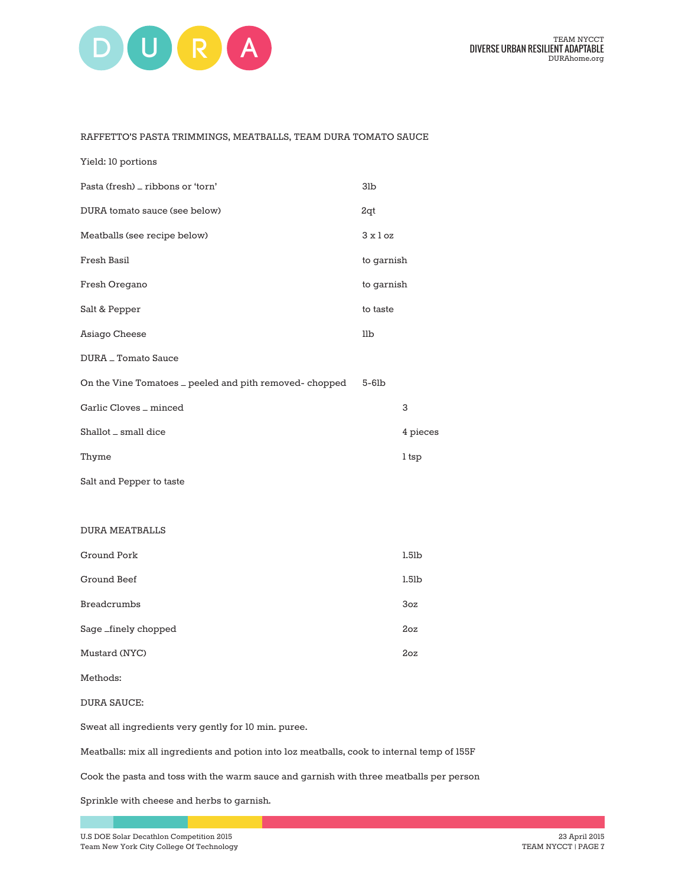RAFFETTO'S PASTA TRIMMINGS, MEATBALLS, TEAM DURA TOMATO SAUCE

Yield: 10 portions

| | |
|---|---|
| Pasta (fresh) _ ribbons or 'torn' | 3lb |
| DURA tomato sauce (see below) | 2qt |
| Meatballs (see recipe below) | 3 x 1 oz |
| Fresh Basil | to garnish |
| Fresh Oregano | to garnish |
| Salt & Pepper | to taste |
| Asiago Cheese | 1lb |

DURA _ Tomato Sauce

| | |
|---|---|
| On the Vine Tomatoes _ peeled and pith removed- chopped | 5-6lb |
| Garlic Cloves _ minced | 3 |
| Shallot _ small dice | 4 pieces |
| Thyme | 1 tsp |

Salt and Pepper to taste

DURA MEATBALLS

| | |
|---|---|
| Ground Pork | 1.5lb |
| Ground Beef | 1.5lb |
| Breadcrumbs | 3oz |
| Sage _finely chopped | 2oz |
| Mustard (NYC) | 2oz |

Methods:

DURA SAUCE:

Sweat all ingredients very gently for 10 min. puree.

Meatballs: mix all ingredients and potion into 1oz meatballs, cook to internal temp of 155F

Cook the pasta and toss with the warm sauce and garnish with three meatballs per person

Sprinkle with cheese and herbs to garnish.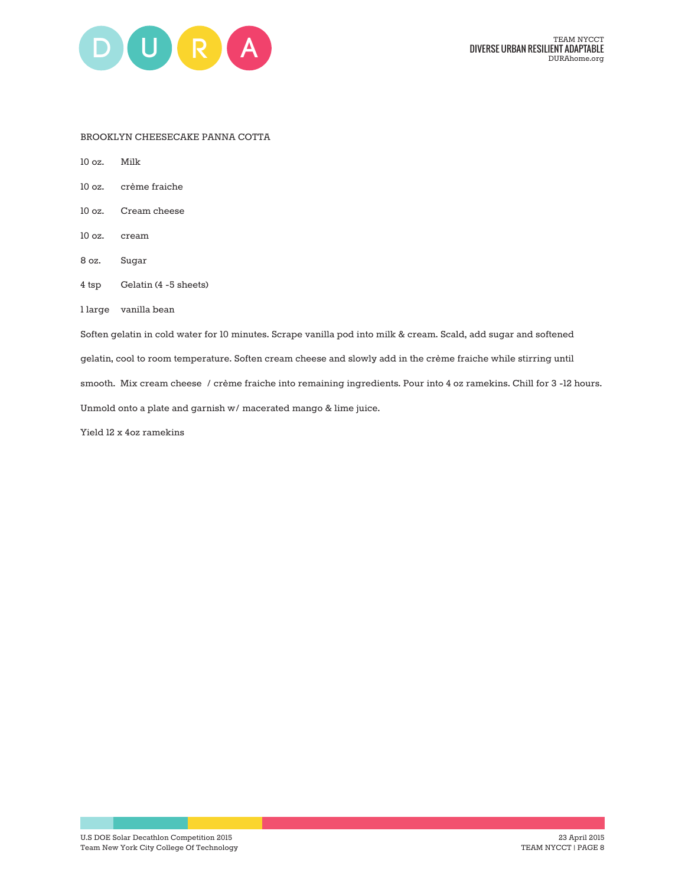## BROOKLYN CHEESECAKE PANNA COTTA

| | |
|---|---|
| 10 oz. | Milk |
| 10 oz. | crème fraiche |
| 10 oz. | Cream cheese |
| 10 oz. | cream |
| 8 oz. | Sugar |
| 4 tsp | Gelatin (4 -5 sheets) |
| 1 large | vanilla bean |

Soften gelatin in cold water for 10 minutes. Scrape vanilla pod into milk & cream. Scald, add sugar and softened gelatin, cool to room temperature. Soften cream cheese and slowly add in the crème fraiche while stirring until smooth. Mix cream cheese / crème fraiche into remaining ingredients. Pour into 4 oz ramekins. Chill for 3 -12 hours. Unmold onto a plate and garnish w/ macerated mango & lime juice.

Yield 12 x 4oz ramekins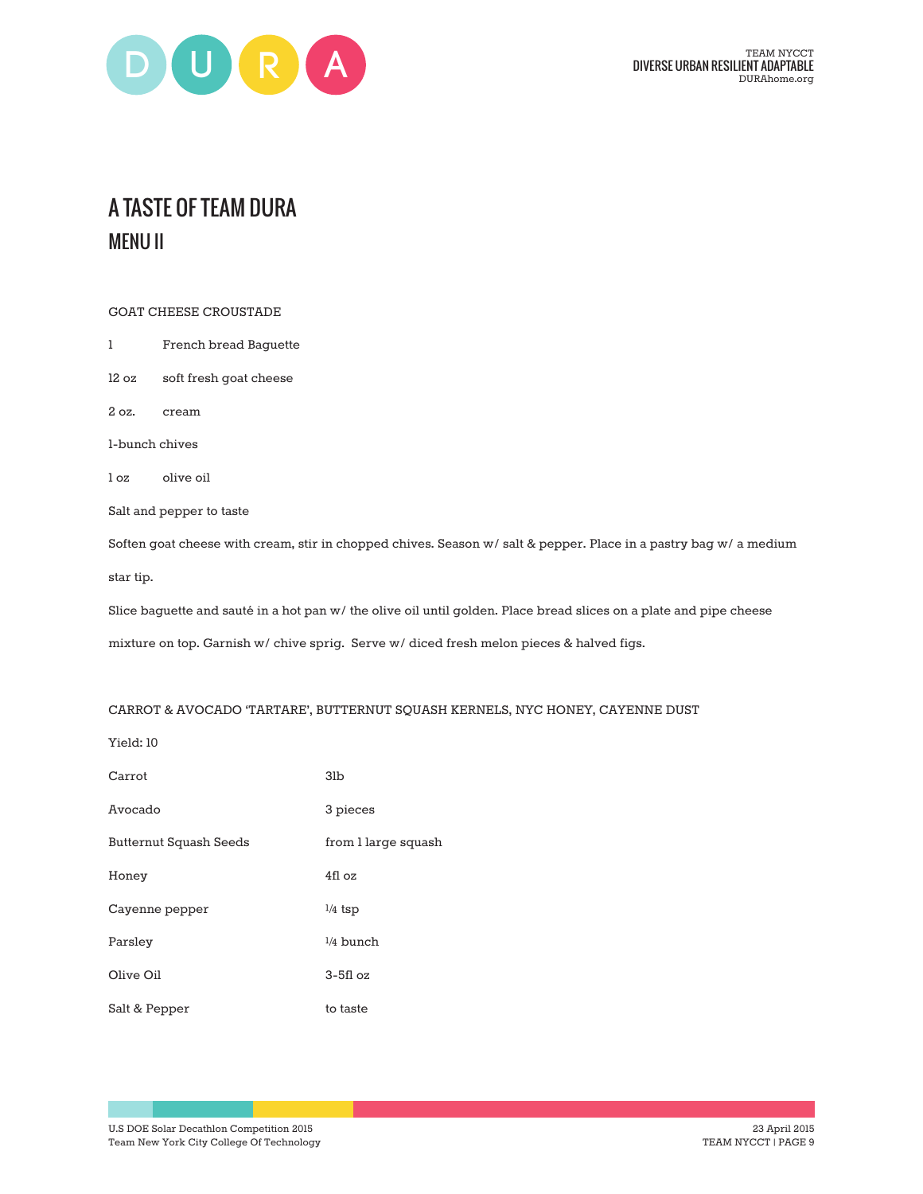# A TASTE OF TEAM DURA

## MENU II

GOAT CHEESE CROUSTADE

1 French bread Baguette

12 oz soft fresh goat cheese

2 oz. cream

1-bunch chives

1 oz olive oil

Salt and pepper to taste

Soften goat cheese with cream, stir in chopped chives. Season w/ salt & pepper. Place in a pastry bag w/ a medium star tip.

Slice baguette and sauté in a hot pan w/ the olive oil until golden. Place bread slices on a plate and pipe cheese mixture on top. Garnish w/ chive sprig. Serve w/ diced fresh melon pieces & halved figs.

CARROT & AVOCADO 'TARTARE', BUTTERNUT SQUASH KERNELS, NYC HONEY, CAYENNE DUST

Yield: 10

| | |
|---|---|
| Carrot | 3lb |
| Avocado | 3 pieces |
| Butternut Squash Seeds | from 1 large squash |
| Honey | 4fl oz |
| Cayenne pepper | 1/4 tsp |
| Parsley | 1/4 bunch |
| Olive Oil | 3-5fl oz |
| Salt & Pepper | to taste |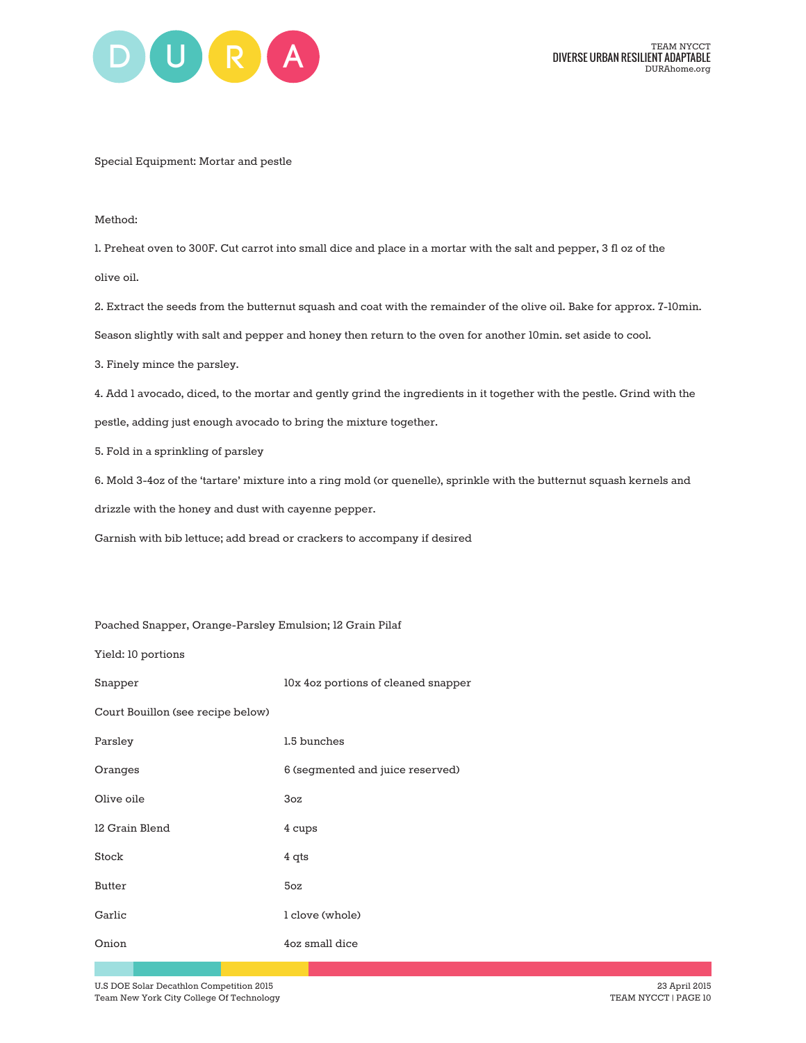Special Equipment: Mortar and pestle

Method:

1. Preheat oven to 300F. Cut carrot into small dice and place in a mortar with the salt and pepper, 3 fl oz of the olive oil.
2. Extract the seeds from the butternut squash and coat with the remainder of the olive oil. Bake for approx. 7-10min. Season slightly with salt and pepper and honey then return to the oven for another 10min. set aside to cool.
3. Finely mince the parsley.
4. Add 1 avocado, diced, to the mortar and gently grind the ingredients in it together with the pestle. Grind with the pestle, adding just enough avocado to bring the mixture together.
5. Fold in a sprinkling of parsley
6. Mold 3-4oz of the 'tartare' mixture into a ring mold (or quenelle), sprinkle with the butternut squash kernels and drizzle with the honey and dust with cayenne pepper.

Garnish with bib lettuce; add bread or crackers to accompany if desired

Poached Snapper, Orange-Parsley Emulsion; 12 Grain Pilaf

Yield: 10 portions

| | |
|---|---|
| Snapper | 10x 4oz portions of cleaned snapper |
| Court Bouillon (see recipe below) | |
| Parsley | 1.5 bunches |
| Oranges | 6 (segmented and juice reserved) |
| Olive oile | 3oz |
| 12 Grain Blend | 4 cups |
| Stock | 4 qts |
| Butter | 5oz |
| Garlic | 1 clove (whole) |
| Onion | 4oz small dice |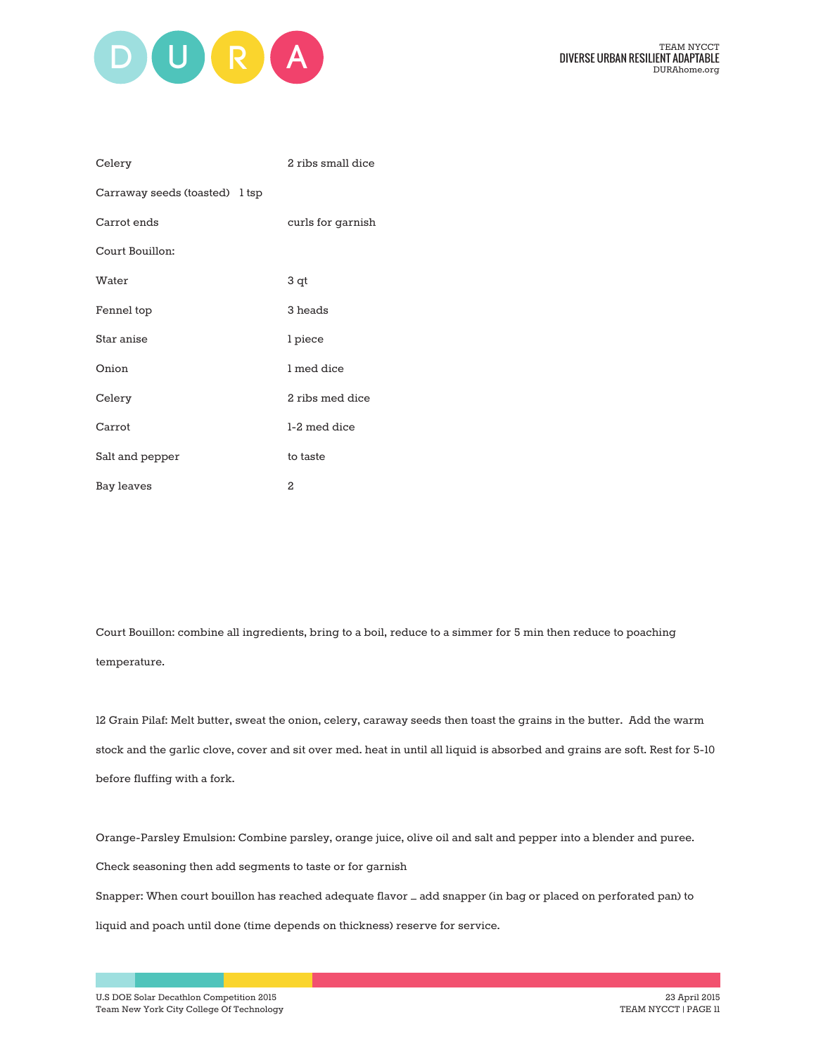| | |
|---|---|
| Celery | 2 ribs small dice |
| Carraway seeds (toasted) | 1 tsp |
| Carrot ends | curls for garnish |
| Court Bouillon: | |
| Water | 3 qt |
| Fennel top | 3 heads |
| Star anise | 1 piece |
| Onion | 1 med dice |
| Celery | 2 ribs med dice |
| Carrot | 1-2 med dice |
| Salt and pepper | to taste |
| Bay leaves | 2 |

Court Bouillon: combine all ingredients, bring to a boil, reduce to a simmer for 5 min then reduce to poaching temperature.

12 Grain Pilaf: Melt butter, sweat the onion, celery, caraway seeds then toast the grains in the butter. Add the warm stock and the garlic clove, cover and sit over med. heat in until all liquid is absorbed and grains are soft. Rest for 5-10 before fluffing with a fork.

Orange-Parsley Emulsion: Combine parsley, orange juice, olive oil and salt and pepper into a blender and puree. Check seasoning then add segments to taste or for garnish

Snapper: When court bouillon has reached adequate flavor … add snapper (in bag or placed on perforated pan) to liquid and poach until done (time depends on thickness) reserve for service.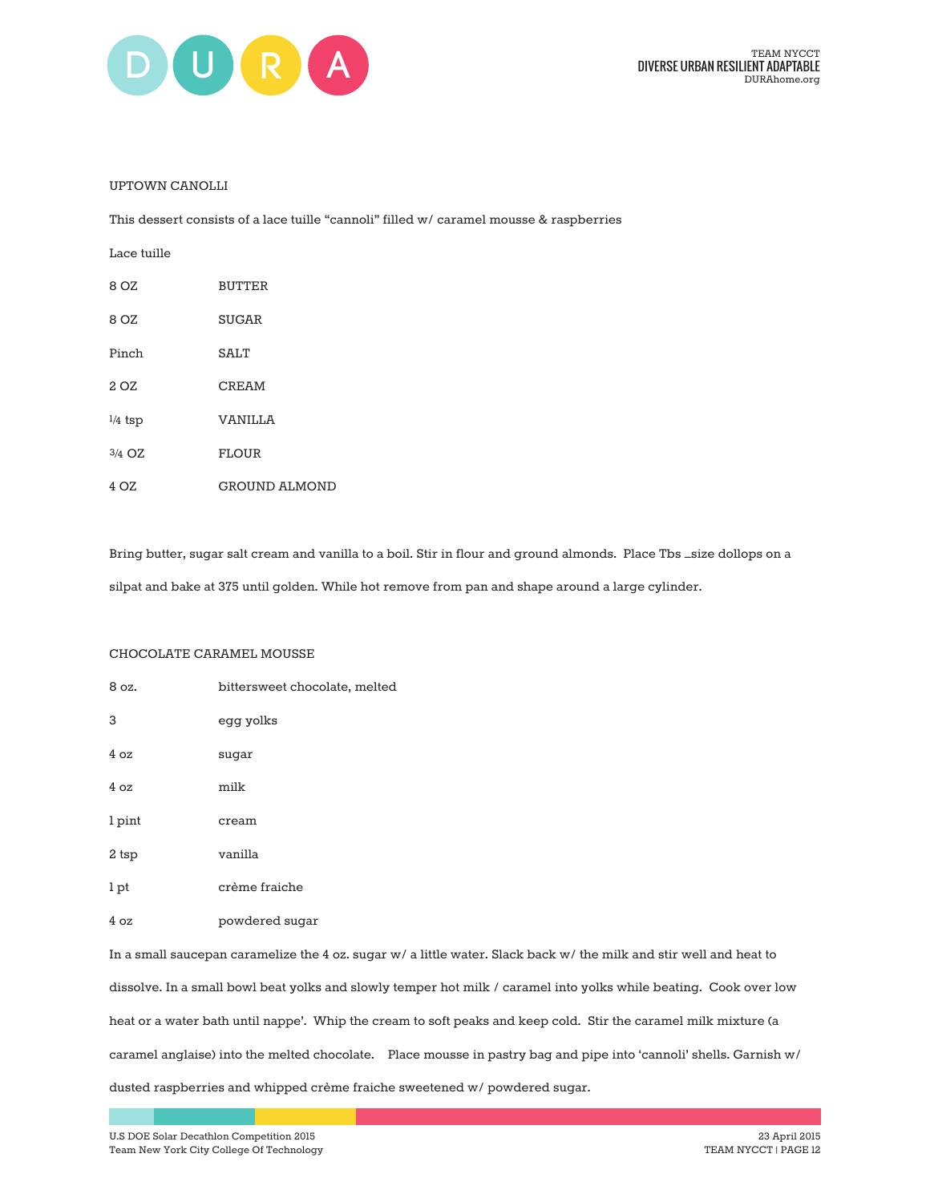UPTOWN CANOLLI

This dessert consists of a lace tuille "cannoli" filled w/ caramel mousse & raspberries

Lace tuille

| | |
|---|---|
| 8 OZ | BUTTER |
| 8 OZ | SUGAR |
| Pinch | SALT |
| 2 OZ | CREAM |
| 1/4 tsp | VANILLA |
| 3/4 OZ | FLOUR |
| 4 OZ | GROUND ALMOND |

Bring butter, sugar salt cream and vanilla to a boil. Stir in flour and ground almonds. Place Tbs _size dollops on a silpat and bake at 375 until golden. While hot remove from pan and shape around a large cylinder.

CHOCOLATE CARAMEL MOUSSE

| | |
|---|---|
| 8 oz. | bittersweet chocolate, melted |
| 3 | egg yolks |
| 4 oz | sugar |
| 4 oz | milk |
| 1 pint | cream |
| 2 tsp | vanilla |
| 1 pt | crème fraiche |
| 4 oz | powdered sugar |

In a small saucepan caramelize the 4 oz. sugar w/ a little water. Slack back w/ the milk and stir well and heat to dissolve. In a small bowl beat yolks and slowly temper hot milk / caramel into yolks while beating. Cook over low heat or a water bath until nappe'. Whip the cream to soft peaks and keep cold. Stir the caramel milk mixture (a caramel anglaise) into the melted chocolate. Place mousse in pastry bag and pipe into 'cannoli' shells. Garnish w/ dusted raspberries and whipped crème fraiche sweetened w/ powdered sugar.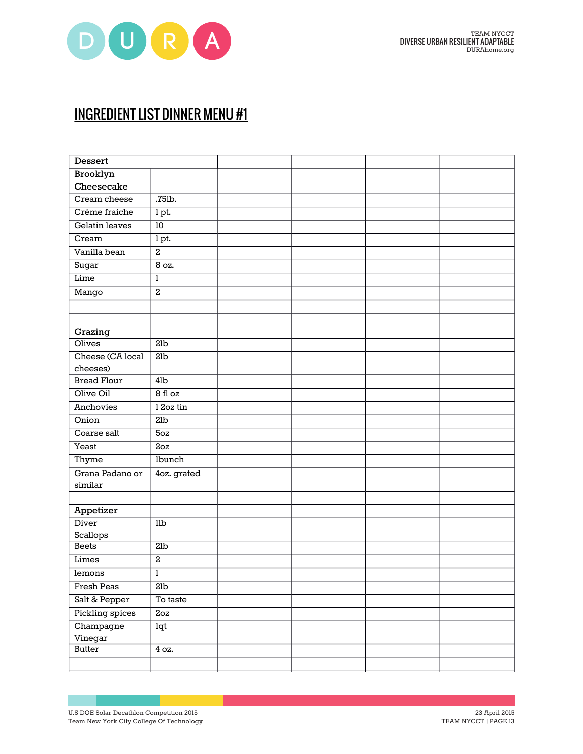## INGREDIENT LIST DINNER MENU #1

| Dessert | | | | | |
|---|---|---|---|---|---|
| **Brooklyn Cheesecake** | | | | | |
| Cream cheese | .75lb. | | | | |
| Crème fraiche | 1 pt. | | | | |
| Gelatin leaves | 10 | | | | |
| Cream | 1 pt. | | | | |
| Vanilla bean | 2 | | | | |
| Sugar | 8 oz. | | | | |
| Lime | 1 | | | | |
| Mango | 2 | | | | |
| | | | | | |
| **Grazing** | | | | | |
| Olives | 2lb | | | | |
| Cheese (CA local cheeses) | 2lb | | | | |
| Bread Flour | 4lb | | | | |
| Olive Oil | 8 fl oz | | | | |
| Anchovies | 1 2oz tin | | | | |
| Onion | 2lb | | | | |
| Coarse salt | 5oz | | | | |
| Yeast | 2oz | | | | |
| Thyme | 1bunch | | | | |
| Grana Padano or similar | 4oz. grated | | | | |
| | | | | | |
| **Appetizer** | | | | | |
| Diver Scallops | 1lb | | | | |
| Beets | 2lb | | | | |
| Limes | 2 | | | | |
| lemons | 1 | | | | |
| Fresh Peas | 2lb | | | | |
| Salt & Pepper | To taste | | | | |
| Pickling spices | 2oz | | | | |
| Champagne Vinegar | 1qt | | | | |
| Butter | 4 oz. | | | | |
| | | | | | |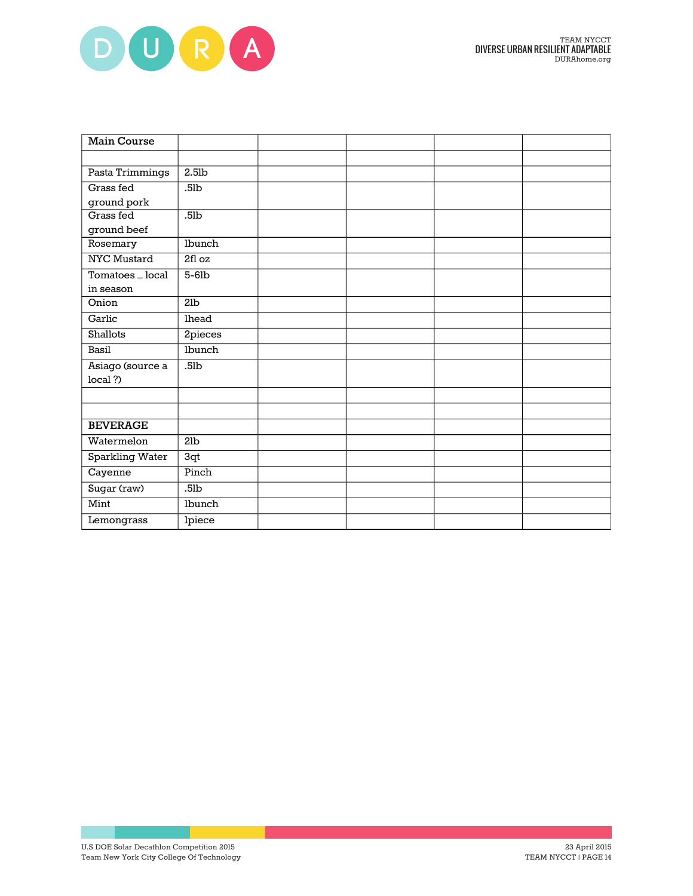| Main Course | | | | | |
|---|---|---|---|---|---|
| | | | | | |
| Pasta Trimmings | 2.5lb | | | | |
| Grass fed ground pork | .5lb | | | | |
| Grass fed ground beef | .5lb | | | | |
| Rosemary | 1bunch | | | | |
| NYC Mustard | 2fl oz | | | | |
| Tomatoes _ local in season | 5-6lb | | | | |
| Onion | 2lb | | | | |
| Garlic | 1head | | | | |
| Shallots | 2pieces | | | | |
| Basil | 1bunch | | | | |
| Asiago (source a local ?) | .5lb | | | | |
| | | | | | |
| | | | | | |
| **BEVERAGE** | | | | | |
| Watermelon | 2lb | | | | |
| Sparkling Water | 3qt | | | | |
| Cayenne | Pinch | | | | |
| Sugar (raw) | .5lb | | | | |
| Mint | 1bunch | | | | |
| Lemongrass | 1piece | | | | |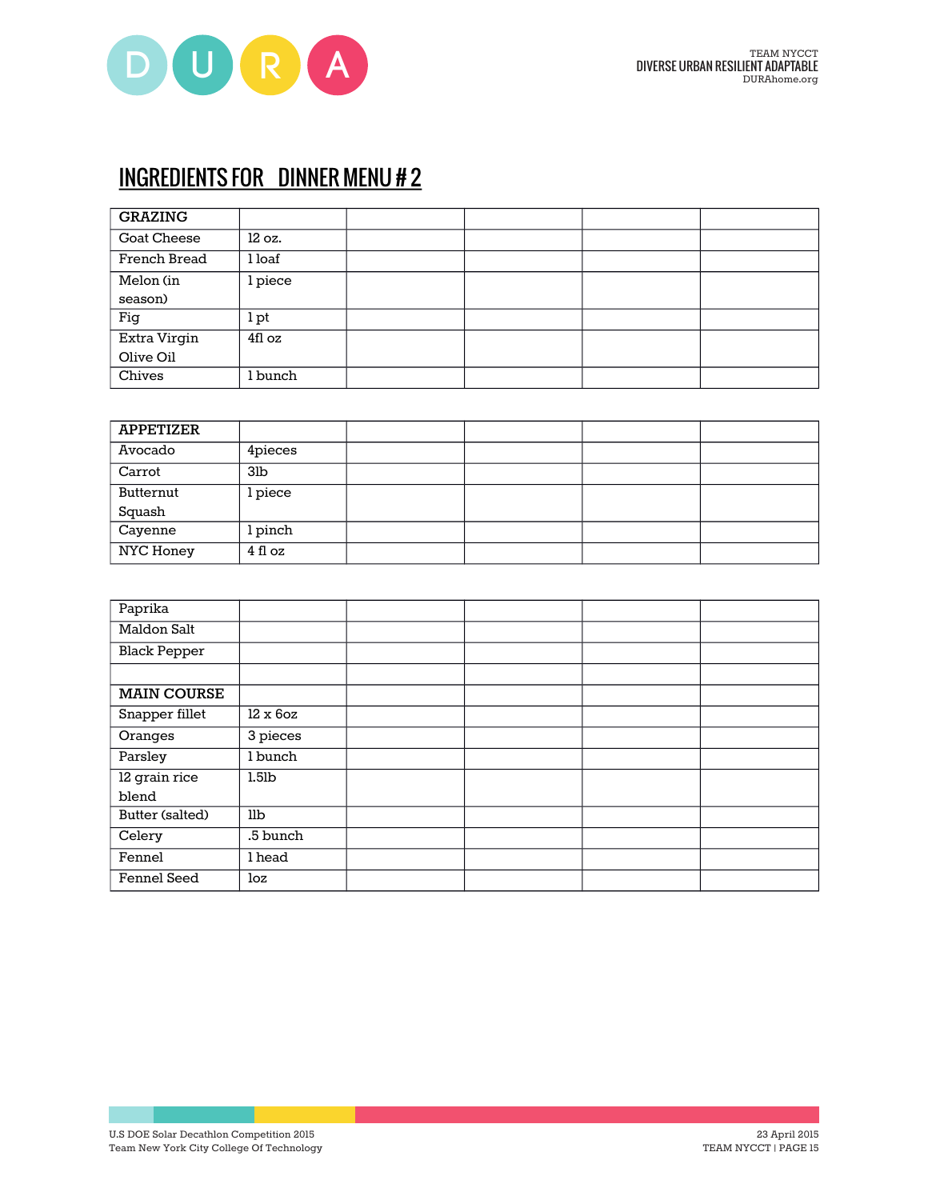## INGREDIENTS FOR DINNER MENU # 2

| GRAZING | | | | | |
|---|---|---|---|---|---|
| Goat Cheese | 12 oz. | | | | |
| French Bread | 1 loaf | | | | |
| Melon (in season) | 1 piece | | | | |
| Fig | 1 pt | | | | |
| Extra Virgin Olive Oil | 4fl oz | | | | |
| Chives | 1 bunch | | | | |

| APPETIZER | | | | | |
|---|---|---|---|---|---|
| Avocado | 4pieces | | | | |
| Carrot | 3lb | | | | |
| Butternut Squash | 1 piece | | | | |
| Cayenne | 1 pinch | | | | |
| NYC Honey | 4 fl oz | | | | |

| Paprika | | | | | |
|---|---|---|---|---|---|
| Maldon Salt | | | | | |
| Black Pepper | | | | | |
| | | | | | |
| **MAIN COURSE** | | | | | |
| Snapper fillet | 12 x 6oz | | | | |
| Oranges | 3 pieces | | | | |
| Parsley | 1 bunch | | | | |
| 12 grain rice blend | 1.5lb | | | | |
| Butter (salted) | 1lb | | | | |
| Celery | .5 bunch | | | | |
| Fennel | 1 head | | | | |
| Fennel Seed | 1oz | | | | |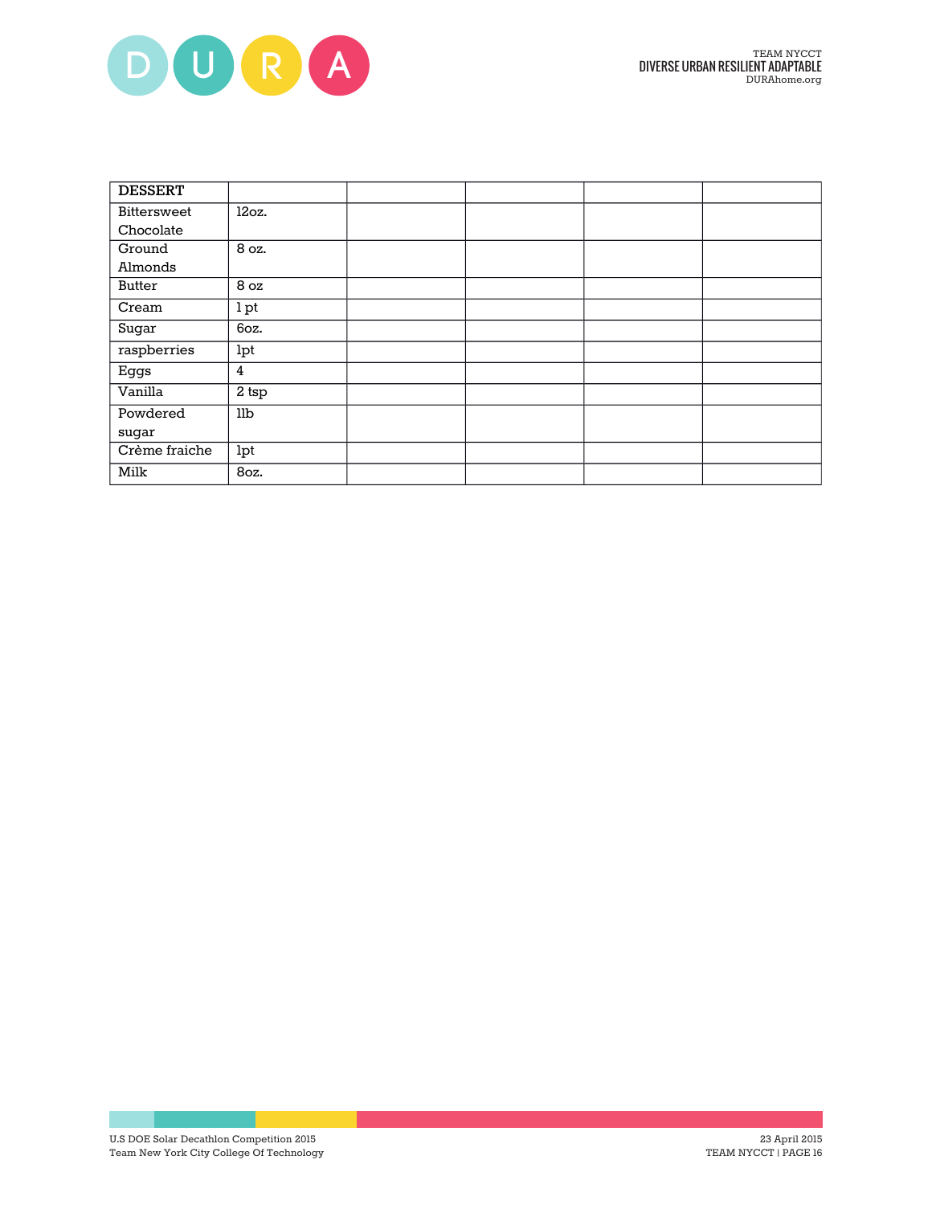| DESSERT | | | | | |
|---|---|---|---|---|---|
| Bittersweet Chocolate | 12oz. | | | | |
| Ground Almonds | 8 oz. | | | | |
| Butter | 8 oz | | | | |
| Cream | 1 pt | | | | |
| Sugar | 6oz. | | | | |
| raspberries | 1pt | | | | |
| Eggs | 4 | | | | |
| Vanilla | 2 tsp | | | | |
| Powdered sugar | 1lb | | | | |
| Crème fraiche | 1pt | | | | |
| Milk | 8oz. | | | | |